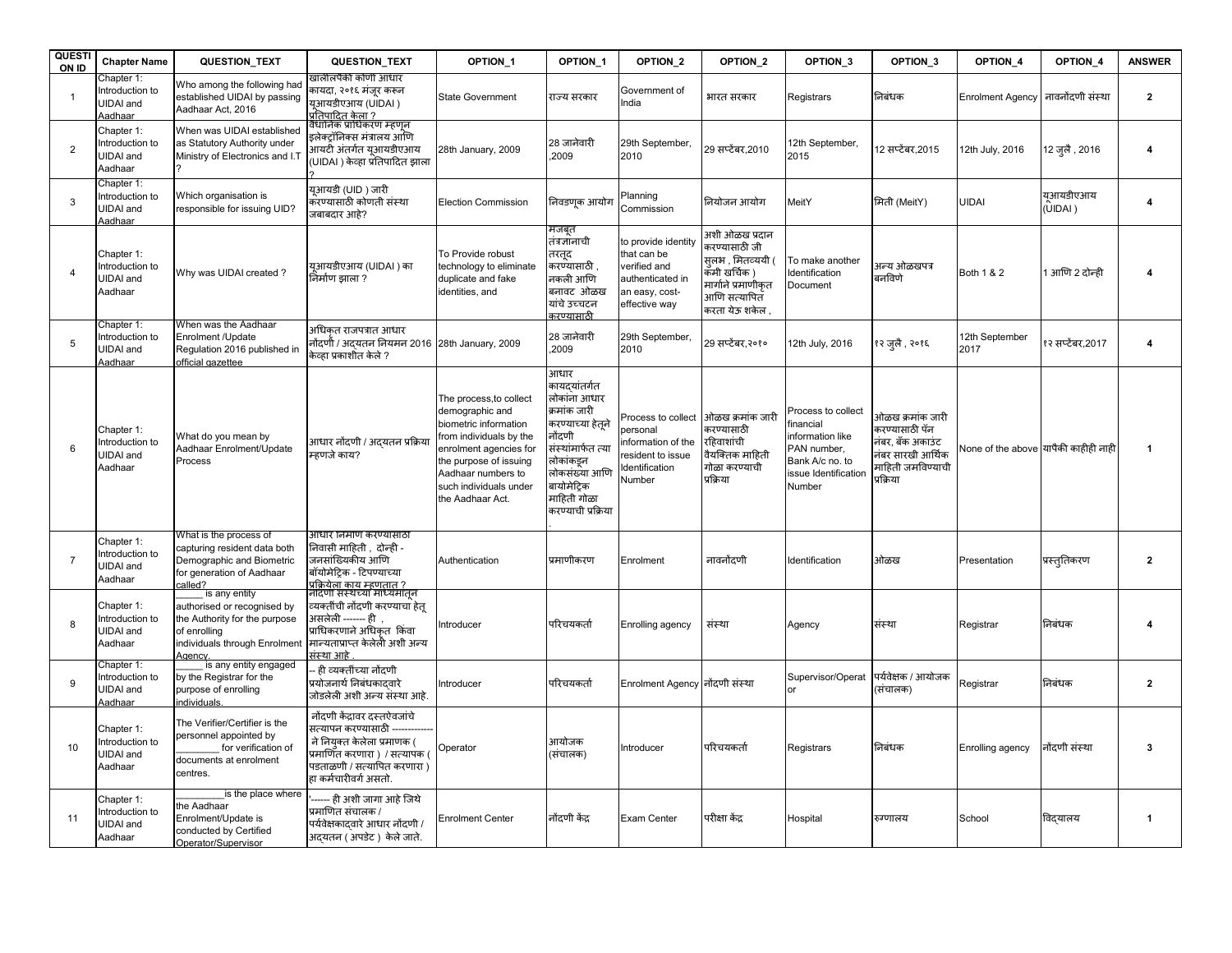| QUESTION ID | Chapter Name | QUESTION_TEXT | QUESTION_TEXT | OPTION_1 | OPTION_1 | OPTION_2 | OPTION_2 | OPTION_3 | OPTION_3 | OPTION_4 | OPTION_4 | ANSWER |
|---|---|---|---|---|---|---|---|---|---|---|---|---|
| 1 | Chapter 1: Introduction to UIDAI and Aadhaar | Who among the following had established UIDAI by passing Aadhaar Act, 2016 | खालीलपैकी कोणी आधार कायदा, २०१६ मंजूर करून युआयडीएआय (UIDAI ) प्रतिपादित केला ? | State Government | राज्य सरकार | Government of India | भारत सरकार | Registrars | निबंधक | Enrolment Agency | नावनोंदणी संस्था | 2 |
| 2 | Chapter 1: Introduction to UIDAI and Aadhaar | When was UIDAI established as Statutory Authority under Ministry of Electronics and I.T ? | वैधानिक प्राधिकरण म्हणून इलेक्ट्रॉनिक्स मंत्रालय आणि आयटी अंतर्गत यूआयडीएआय (UIDAI ) केव्हा प्रतिपादित झाला ? | 28th January, 2009 | 28 जानेवारी ,2009 | 29th September, 2010 | 29 सप्टेंबर,2010 | 12th September, 2015 | 12 सप्टेंबर,2015 | 12th July, 2016 | 12 जुलै , 2016 | 4 |
| 3 | Chapter 1: Introduction to UIDAI and Aadhaar | Which organisation is responsible for issuing UID? | यूआयडी (UID ) जारी करण्यासाठी कोणती संस्था जबाबदार आहे? | Election Commission | निवडणूक आयोग | Planning Commission | नियोजन आयोग | MeitY | मिती (MeitY) | UIDAI | यूआयडीएआय (UIDAI ) | 4 |
| 4 | Chapter 1: Introduction to UIDAI and Aadhaar | Why was UIDAI created ? | यूआयडीएआय (UIDAI ) का निर्माण झाला ? | To Provide robust technology to eliminate duplicate and fake identities, and | मजबूत तंत्रज्ञानाची तरतूद करण्यासाठी , नकली आणि बनावट ओळख यांचे उच्चटन करण्यासाठी | to provide identity that can be verified and authenticated in an easy, cost-effective way | अशी ओळख प्रदान करण्यासाठी जी सुलभ , मितव्ययी ( कमी खर्चिक ) मार्गाने प्रमाणीकृत आणि सत्यापित करता येऊ शकेल , | To make another Identification Document | अन्य ओळखपत्र बनविणे | Both 1 & 2 | 1 आणि 2 दोन्ही | 4 |
| 5 | Chapter 1: Introduction to UIDAI and Aadhaar | When was the Aadhaar Enrolment /Update Regulation 2016 published in official gazettee | अधिकृत राजपत्रात आधार नोंदणी / अद्यतन नियमन 2016 केव्हा प्रकाशीत केले ? | 28th January, 2009 | 28 जानेवारी ,2009 | 29th September, 2010 | 29 सप्टेंबर,२०१० | 12th July, 2016 | १२ जुलै , २०१६ | 12th September 2017 | १२ सप्टेंबर,2017 | 4 |
| 6 | Chapter 1: Introduction to UIDAI and Aadhaar | What do you mean by Aadhaar Enrolment/Update Process | आधार नोंदणी / अद्यतन प्रक्रिया म्हणजे काय? | The process,to collect demographic and biometric information from individuals by the enrolment agencies for the purpose of issuing Aadhaar numbers to such individuals under the Aadhaar Act. | आधार कायद्यांतर्गत लोकांना आधार क्रमांक जारी करण्याच्या हेतूने नोंदणी संस्थांमार्फत त्या लोकांकडून लोकसंख्या आणि बायोमेट्रिक माहिती गोळा करण्याची प्रक्रिया . | Process to collect personal information of the resident to issue Identification Number | ओळख क्रमांक जारी करण्यासाठी रहिवाशांची वैयक्तिक माहिती गोळा करण्याची प्रक्रिया | Process to collect financial information like PAN number, Bank A/c no. to issue Identification Number | ओळख क्रमांक जारी करण्यासाठी पॅन नंबर, बँक अकाउंट नंबर सारखी आर्थिक माहिती जमविण्याची प्रक्रिया | None of the above | यापैकी काहीही नाही | 1 |
| 7 | Chapter 1: Introduction to UIDAI and Aadhaar | What is the process of capturing resident data both Demographic and Biometric for generation of Aadhaar called? | आधार निर्माण करण्यासाठी निवासी माहिती , दोन्ही - जनसांख्यिकीय आणि बॉयोमेट्रिक - टिपण्याच्या प्रक्रियेला काय म्हणतात ? | Authentication | प्रमाणीकरण | Enrolment | नावनोंदणी | Identification | ओळख | Presentation | प्रस्तुतिकरण | 2 |
| 8 | Chapter 1: Introduction to UIDAI and Aadhaar | _____ is any entity authorised or recognised by the Authority for the purpose of enrolling individuals through Enrolment Agency. | नोंदणी संस्थेच्या माध्यमातून व्यक्तींची नोंदणी करण्याचा हेतू असलेली ------- ही , प्राधिकरणाने अधिकृत किंवा मान्यताप्राप्त केलेली अशी अन्य संस्था आहे . | Introducer | परिचयकर्ता | Enrolling agency | संस्था | Agency | संस्था | Registrar | निबंधक | 4 |
| 9 | Chapter 1: Introduction to UIDAI and Aadhaar | _____ is any entity engaged by the Registrar for the purpose of enrolling individuals. | -- ही व्यक्तींच्या नोंदणी प्रयोजनार्थ निबंधकाद्वारे जोडलेली अशी अन्य संस्था आहे. | Introducer | परिचयकर्ता | Enrolment Agency | नोंदणी संस्था | Supervisor/Operator | पर्यवेक्षक / आयोजक (संचालक) | Registrar | निबंधक | 2 |
| 10 | Chapter 1: Introduction to UIDAI and Aadhaar | The Verifier/Certifier is the personnel appointed by ________ for verification of documents at enrolment centres. | नोंदणी केंद्रावर दस्तऐवजांचे सत्यापन करण्यासाठी ------------- ने नियुक्त केलेला प्रमाणक ( प्रमाणित करणारा ) / सत्यापक ( पडताळणी / सत्यापित करणारा ) हा कर्मचारीवर्ग असतो. | Operator | आयोजक (संचालक) | Introducer | परिचयकर्ता | Registrars | निबंधक | Enrolling agency | नोंदणी संस्था | 3 |
| 11 | Chapter 1: Introduction to UIDAI and Aadhaar | _________is the place where the Aadhaar Enrolment/Update is conducted by Certified Operator/Supervisor | '------ ही अशी जागा आहे जिथे प्रमाणित संचालक / पर्यवेक्षकाद्वारे आधार नोंदणी / अद्यतन ( अपडेट ) केले जाते. | Enrolment Center | नोंदणी केंद्र | Exam Center | परीक्षा केंद्र | Hospital | रुग्णालय | School | विद्यालय | 1 |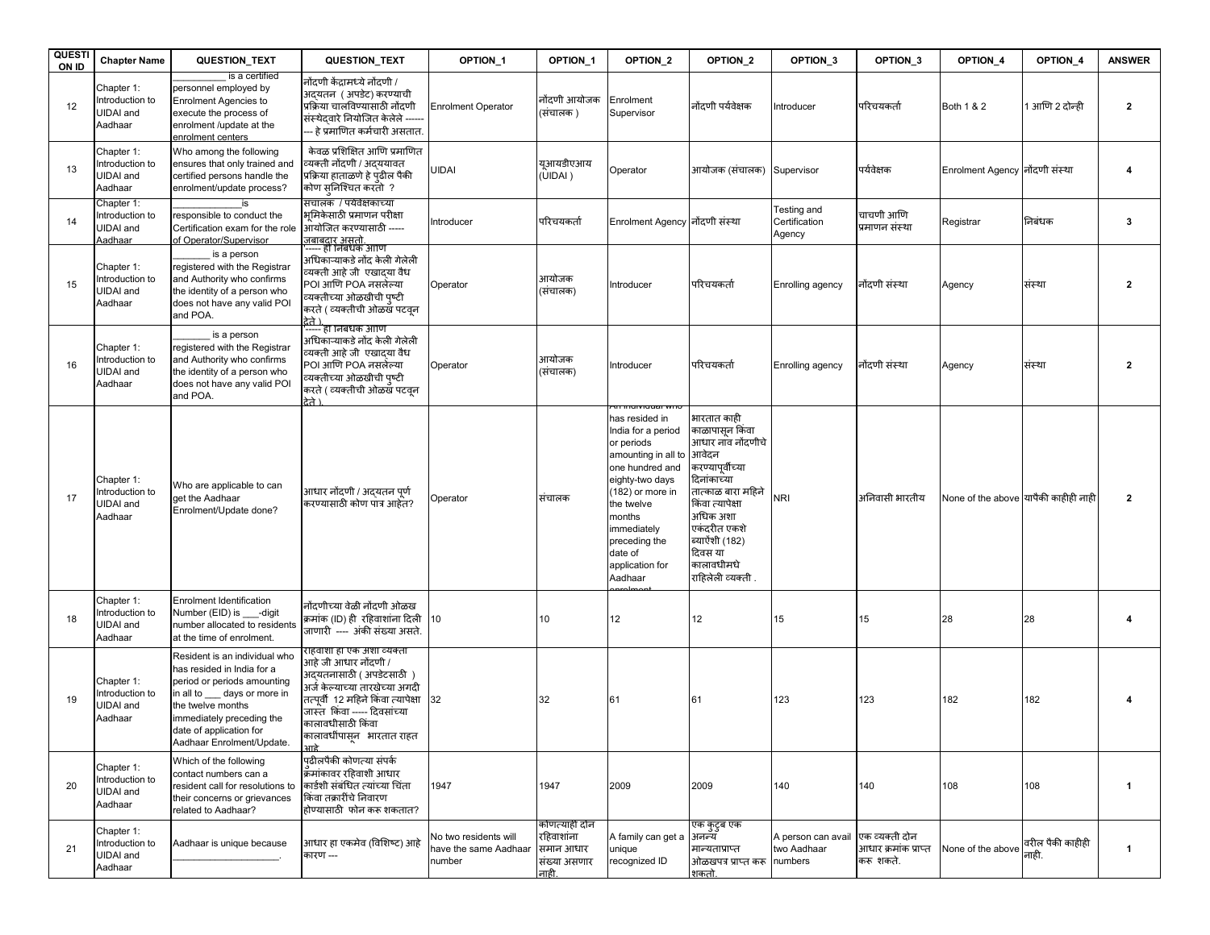| QUESTION ID | Chapter Name | QUESTION_TEXT | QUESTION_TEXT | OPTION_1 | OPTION_1 | OPTION_2 | OPTION_2 | OPTION_3 | OPTION_3 | OPTION_4 | OPTION_4 | ANSWER |
|---|---|---|---|---|---|---|---|---|---|---|---|---|
| 12 | Chapter 1: Introduction to UIDAI and Aadhaar | __________ is a certified personnel employed by Enrolment Agencies to execute the process of enrolment /update at the enrolment centers | नोंदणी केंद्रामध्ये नोंदणी / अद्यतन ( अपडेट) करण्याची प्रक्रिया चालविण्यासाठी नोंदणी संस्थेद्वारे नियोजित केलेले --------- हे प्रमाणित कर्मचारी असतात. | Enrolment Operator | नोंदणी आयोजक (संचालक ) | Enrolment Supervisor | नोंदणी पर्यवेक्षक | Introducer | परिचयकर्ता | Both 1 & 2 | 1 आणि 2 दोन्ही | 2 |
| 13 | Chapter 1: Introduction to UIDAI and Aadhaar | Who among the following ensures that only trained and certified persons handle the enrolment/update process? | केवळ प्रशिक्षित आणि प्रमाणित व्यक्ती नोंदणी / अद्ययावत प्रक्रिया हाताळणे हे पुढील पैकी कोण सुनिश्चित करतो ? | UIDAI | यूआयडीएआय (UIDAI ) | Operator | आयोजक (संचालक) | Supervisor | पर्यवेक्षक | Enrolment Agency | नोंदणी संस्था | 4 |
| 14 | Chapter 1: Introduction to UIDAI and Aadhaar | ____________is responsible to conduct the Certification exam for the role of Operator/Supervisor | संचालक / पर्यवेक्षकाच्या भूमिकेसाठी प्रमाणन परीक्षा आयोजित करण्यासाठी ----- जबाबदार असतो. | Introducer | परिचयकर्ता | Enrolment Agency | नोंदणी संस्था | Testing and Certification Agency | चाचणी आणि प्रमाणन संस्था | Registrar | निबंधक | 3 |
| 15 | Chapter 1: Introduction to UIDAI and Aadhaar | _______ is a person registered with the Registrar and Authority who confirms the identity of a person who does not have any valid POI and POA. | ----- हा निबंधक आणि अधिकाऱ्याकडे नोंद केली गेलेली व्यक्ती आहे जी एखाद्या वैध POI आणि POA नसलेल्या व्यक्तीच्या ओळखीची पुष्टी करते ( व्यक्तीची ओळख पटवून देते ). | Operator | आयोजक (संचालक) | Introducer | परिचयकर्ता | Enrolling agency | नोंदणी संस्था | Agency | संस्था | 2 |
| 16 | Chapter 1: Introduction to UIDAI and Aadhaar | _______ is a person registered with the Registrar and Authority who confirms the identity of a person who does not have any valid POI and POA. | ----- हा निबंधक आणि अधिकाऱ्याकडे नोंद केली गेलेली व्यक्ती आहे जी एखाद्या वैध POI आणि POA नसलेल्या व्यक्तीच्या ओळखीची पुष्टी करते ( व्यक्तीची ओळख पटवून देते ). | Operator | आयोजक (संचालक) | Introducer | परिचयकर्ता | Enrolling agency | नोंदणी संस्था | Agency | संस्था | 2 |
| 17 | Chapter 1: Introduction to UIDAI and Aadhaar | Who are applicable to can get the Aadhaar Enrolment/Update done? | आधार नोंदणी / अद्यतन पूर्ण करण्यासाठी कोण पात्र आहेत? | Operator | संचालक | An individual who has resided in India for a period or periods amounting in all to one hundred and eighty-two days (182) or more in the twelve months immediately preceding the date of application for Aadhaar enrolment | भारतात काही काळापासून किंवा आधार नाव नोंदणीचे आवेदन करण्यापूर्वीच्या दिनांकाच्या तात्काळ बारा महिने किंवा त्यापेक्षा अधिक अशा एकंदरीत एकशे ब्याऐंशी (182) दिवस या कालावधीमधे राहिलेली व्यक्ती . | NRI | अनिवासी भारतीय | None of the above | यापैकी काहीही नाही | 2 |
| 18 | Chapter 1: Introduction to UIDAI and Aadhaar | Enrolment Identification Number (EID) is ___-digit number allocated to residents at the time of enrolment. | नोंदणीच्या वेळी नोंदणी ओळख क्रमांक (ID) ही रहिवाशांना दिली जाणारी ---- अंकी संख्या असते. | 10 | 10 | 12 | 12 | 15 | 15 | 28 | 28 | 4 |
| 19 | Chapter 1: Introduction to UIDAI and Aadhaar | Resident is an individual who has resided in India for a period or periods amounting in all to ___ days or more in the twelve months immediately preceding the date of application for Aadhaar Enrolment/Update. | रहिवाशी हा एक अशी व्यक्ती आहे जी आधार नोंदणी / अद्यतनासाठी ( अपडेटसाठी ) अर्ज केल्याच्या तारखेच्या अगदी तत्पूर्वी 12 महिने किंवा त्यापेक्षा जास्त किंवा ----- दिवसांच्या कालावधीसाठी किंवा कालावधीपासून भारतात राहत आहे | 32 | 32 | 61 | 61 | 123 | 123 | 182 | 182 | 4 |
| 20 | Chapter 1: Introduction to UIDAI and Aadhaar | Which of the following contact numbers can a resident call for resolutions to their concerns or grievances related to Aadhaar? | पुढीलपैकी कोणत्या संपर्क क्रमांकावर रहिवाशी आधार कार्डशी संबंधित त्यांच्या चिंता किंवा तक्रारींचे निवारण होण्यासाठी फोन करू शकतात? | 1947 | 1947 | 2009 | 2009 | 140 | 140 | 108 | 108 | 1 |
| 21 | Chapter 1: Introduction to UIDAI and Aadhaar | Aadhaar is unique because ____________________. | आधार हा एकमेव (विशिष्ट) आहे कारण --- | No two residents will have the same Aadhaar number | कोणत्याही दोन रहिवाशांना समान आधार संख्या असणार नाही. | A family can get a unique recognized ID | एक कुटुंब एक अनन्य मान्यताप्राप्त ओळखपत्र प्राप्त करू शकतो. | A person can avail two Aadhaar numbers | एक व्यक्ती दोन आधार क्रमांक प्राप्त करू शकते. | None of the above | वरील पैकी काहीही नाही. | 1 |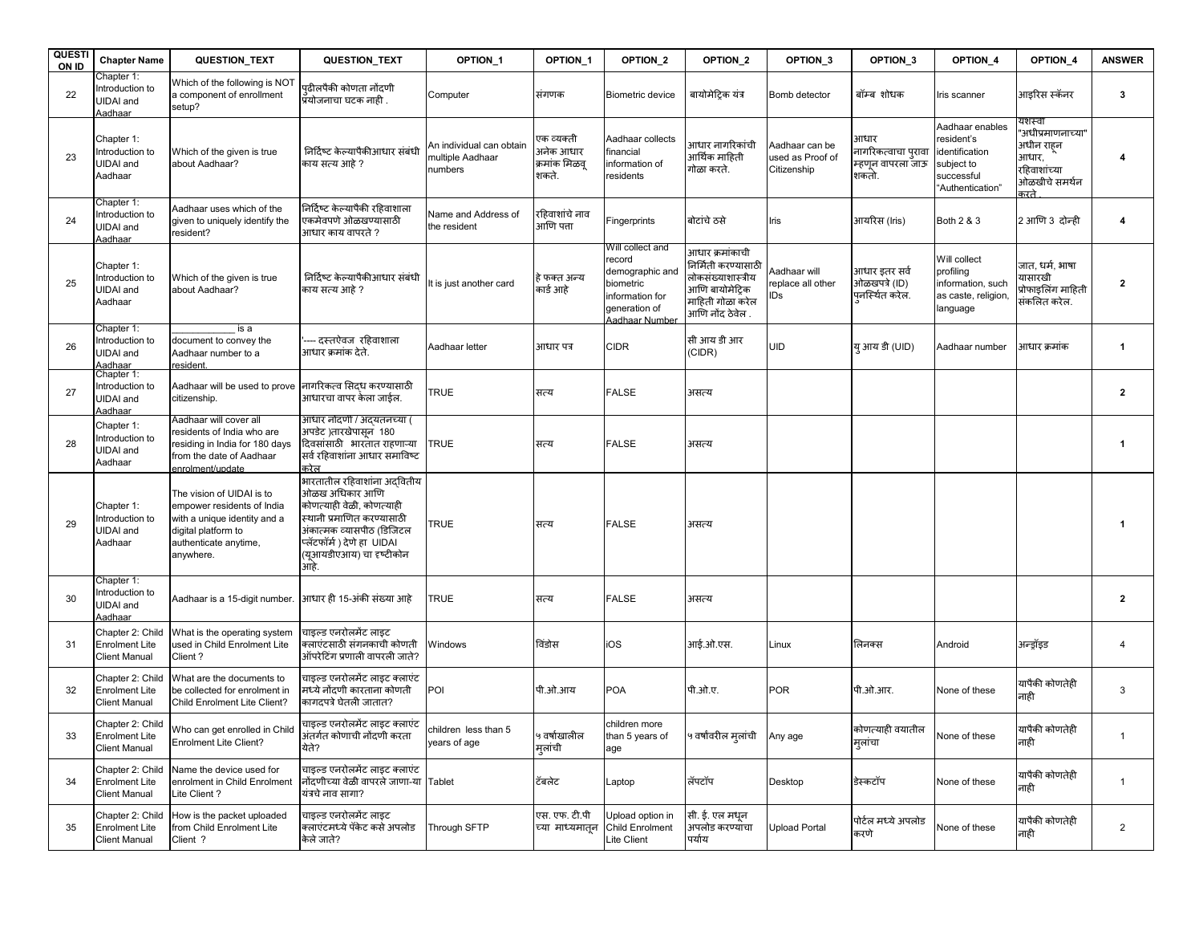| QUESTION ID | Chapter Name | QUESTION_TEXT | QUESTION_TEXT | OPTION_1 | OPTION_1 | OPTION_2 | OPTION_2 | OPTION_3 | OPTION_3 | OPTION_4 | OPTION_4 | ANSWER |
|---|---|---|---|---|---|---|---|---|---|---|---|---|
| 22 | Chapter 1: Introduction to UIDAI and Aadhaar | Which of the following is NOT a component of enrollment setup? | पुढीलपैकी कोणता नोंदणी प्रयोजनाचा घटक नाही . | Computer | संगणक | Biometric device | बायोमेट्रिक यंत्र | Bomb detector | बॉम्ब शोधक | Iris scanner | आइरिस स्कॅनर | 3 |
| 23 | Chapter 1: Introduction to UIDAI and Aadhaar | Which of the given is true about Aadhaar? | निर्दिष्ट केल्यापैकीआधार संबंधी काय सत्य आहे ? | An individual can obtain multiple Aadhaar numbers | एक व्यक्ती अनेक आधार क्रमांक मिळवू शकते. | Aadhaar collects financial information of residents | आधार नागरिकांची आर्थिक माहिती गोळा करते. | Aadhaar can be used as Proof of Citizenship | आधार नागरिकत्वाचा पुरावा म्हणून वापरला जाऊ शकतो. | Aadhaar enables resident's identification subject to successful "Authentication" | यशस्वी "अधीप्रमाणनाच्या" अधीन राहून आधार, रहिवाशांच्या ओळखीचे समर्थन करते . | 4 |
| 24 | Chapter 1: Introduction to UIDAI and Aadhaar | Aadhaar uses which of the given to uniquely identify the resident? | निर्दिष्ट केल्यापैकी रहिवाशाला एकमेवपणे ओळखण्यासाठी आधार काय वापरते ? | Name and Address of the resident | रहिवाशांचे नाव आणि पत्ता | Fingerprints | बोटांचे ठसे | Iris | आयरिस (Iris) | Both 2 & 3 | 2 आणि 3 दोन्ही | 4 |
| 25 | Chapter 1: Introduction to UIDAI and Aadhaar | Which of the given is true about Aadhaar? | निर्दिष्ट केल्यापैकीआधार संबंधी काय सत्य आहे ? | It is just another card | हे फक्त अन्य कार्ड आहे | Will collect and record demographic and biometric information for generation of Aadhaar Number | आधार क्रमांकाची निर्मिती करण्यासाठी लोकसंख्याशास्त्रीय आणि बायोमेट्रिक माहिती गोळा करेल आणि नोंद ठेवेल . | Aadhaar will replace all other IDs | आधार इतर सर्व ओळखपत्रे (ID) पुनर्स्थित करेल. | Will collect profiling information, such as caste, religion, language | जात, धर्म, भाषा यासारखी प्रोफाइलिंग माहिती संकलित करेल. | 2 |
| 26 | Chapter 1: Introduction to UIDAI and Aadhaar | ___________ is a document to convey the Aadhaar number to a resident. | '---- दस्तऐवज रहिवाशाला आधार क्रमांक देते. | Aadhaar letter | आधार पत्र | CIDR | सी आय डी आर (CIDR) | UID | यु आय डी (UID) | Aadhaar number | आधार क्रमांक | 1 |
| 27 | Chapter 1: Introduction to UIDAI and Aadhaar | Aadhaar will be used to prove citizenship. | नागरिकत्व सिद्ध करण्यासाठी आधारचा वापर केला जाईल. | TRUE | सत्य | FALSE | असत्य | | | | | 2 |
| 28 | Chapter 1: Introduction to UIDAI and Aadhaar | Aadhaar will cover all residents of India who are residing in India for 180 days from the date of Aadhaar enrolment/update | आधार नोंदणी / अद्यतनच्या ( अपडेट )तारखेपासून 180 दिवसांसाठी भारतात राहणाऱ्या सर्व रहिवाशांना आधार समाविष्ट करेल | TRUE | सत्य | FALSE | असत्य | | | | | 1 |
| 29 | Chapter 1: Introduction to UIDAI and Aadhaar | The vision of UIDAI is to empower residents of India with a unique identity and a digital platform to authenticate anytime, anywhere. | भारतातील रहिवाशांना अद्वितीय ओळख अधिकार आणि कोणत्याही वेळी, कोणत्याही स्थानी प्रमाणित करण्यासाठी अंकात्मक व्यासपीठ (डिजिटल प्लॅटफॉर्म ) देणे हा UIDAI (यूआयडीएआय) चा दृष्टीकोन आहे. | TRUE | सत्य | FALSE | असत्य | | | | | 1 |
| 30 | Chapter 1: Introduction to UIDAI and Aadhaar | Aadhaar is a 15-digit number. | आधार ही 15-अंकी संख्या आहे | TRUE | सत्य | FALSE | असत्य | | | | | 2 |
| 31 | Chapter 2: Child Enrolment Lite Client Manual | What is the operating system used in Child Enrolment Lite Client ? | चाइल्ड एनरोलमेंट लाइट क्लाएंटसाठी संगणकाची कोणती ऑपरेटिंग प्रणाली वापरली जाते? | Windows | विंडोस | iOS | आई.ओ.एस. | Linux | लिनक्स | Android | अन्ड्रॉइड | 4 |
| 32 | Chapter 2: Child Enrolment Lite Client Manual | What are the documents to be collected for enrolment in Child Enrolment Lite Client? | चाइल्ड एनरोलमेंट लाइट क्लाएंट मध्ये नोंदणी करताना कोणती कागदपत्रे घेतली जातात? | POI | पी.ओ.आय | POA | पी.ओ.ए. | POR | पी.ओ.आर. | None of these | यापैकी कोणतेही नाही | 3 |
| 33 | Chapter 2: Child Enrolment Lite Client Manual | Who can get enrolled in Child Enrolment Lite Client? | चाइल्ड एनरोलमेंट लाइट क्लाएंट अंतर्गत कोणाची नोंदणी करता येते? | children less than 5 years of age | ५ वर्षाखालील मुलांची | children more than 5 years of age | ५ वर्षावरील मुलांची | Any age | कोणत्याही वयातील मुलांचा | None of these | यापैकी कोणतेही नाही | 1 |
| 34 | Chapter 2: Child Enrolment Lite Client Manual | Name the device used for enrolment in Child Enrolment Lite Client ? | चाइल्ड एनरोलमेंट लाइट क्लाएंट नोंदणीच्या वेळी वापरले जाणा-या यंत्रचे नाव सागा? | Tablet | टॅबलेट | Laptop | लॅपटॉप | Desktop | डेस्कटॉप | None of these | यापैकी कोणतेही नाही | 1 |
| 35 | Chapter 2: Child Enrolment Lite Client Manual | How is the packet uploaded from Child Enrolment Lite Client ? | चाइल्ड एनरोलमेंट लाइट क्लाएंटमध्ये पॅकेट कसे अपलोड केले जाते? | Through SFTP | एस. एफ. टी.पी च्या माध्यमातून | Upload option in Child Enrolment Lite Client | सी. ई. एल मधून अपलोड करण्याचा पर्याय | Upload Portal | पोर्टल मध्ये अपलोड करणे | None of these | यापैकी कोणतेही नाही | 2 |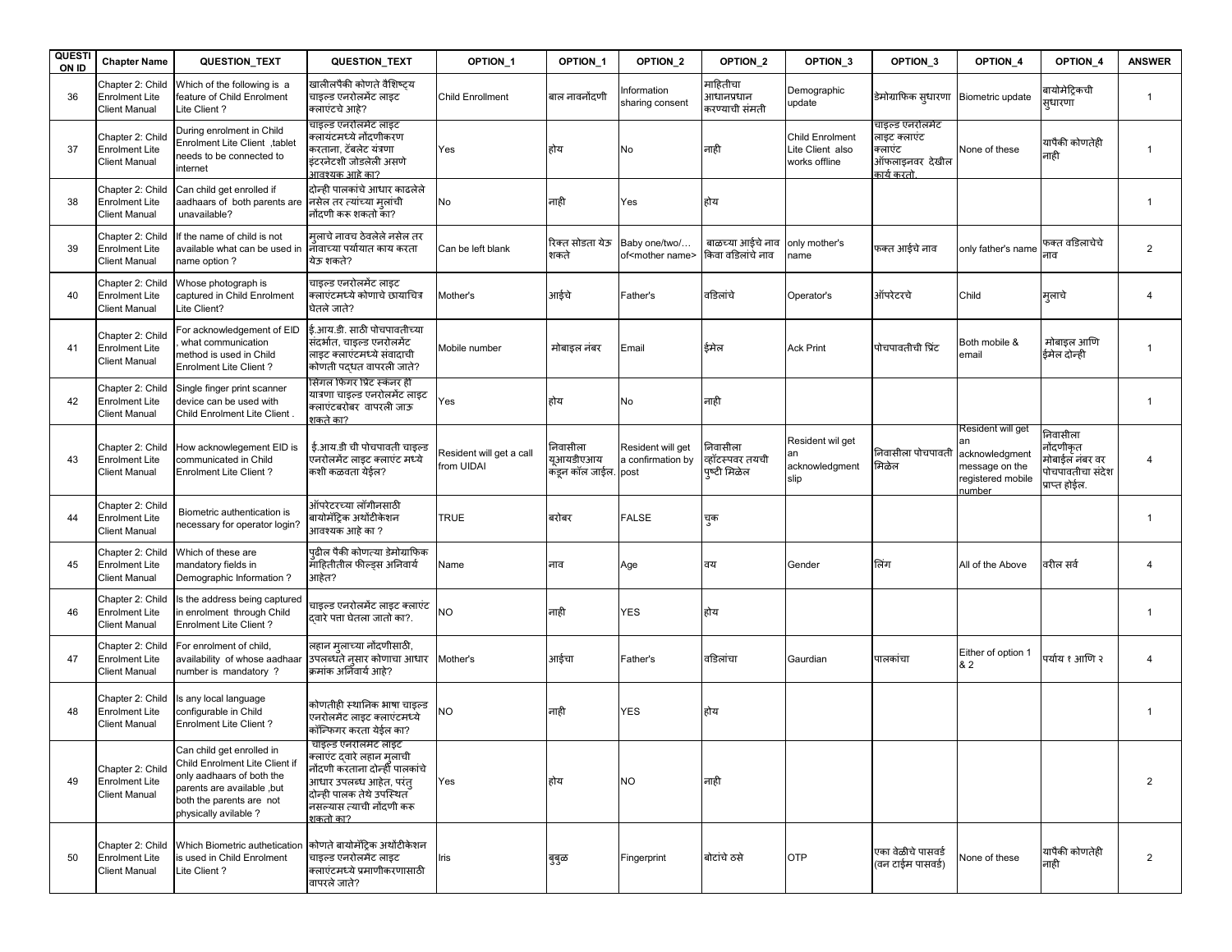| QUESTION ID | Chapter Name | QUESTION_TEXT | QUESTION_TEXT | OPTION_1 | OPTION_1 | OPTION_2 | OPTION_2 | OPTION_3 | OPTION_3 | OPTION_4 | OPTION_4 | ANSWER |
|---|---|---|---|---|---|---|---|---|---|---|---|---|
| 36 | Chapter 2: Child Enrolment Lite Client Manual | Which of the following is a feature of Child Enrolment Lite Client ? | खालीलपैकी कोणते वैशिष्ट्य चाइल्ड एनरोलमेंट लाइट क्लाएंटचे आहे? | Child Enrollment | बाल नावनोंदणी | Information sharing consent | माहितीचा आधानप्रधान करण्याची संमती | Demographic update | डेमोग्राफिक सुधारणा | Biometric update | बायोमेट्रिकची सुधारणा | 1 |
| 37 | Chapter 2: Child Enrolment Lite Client Manual | During enrolment in Child Enrolment Lite Client ,tablet needs to be connected to internet | चाइल्ड एनरोलमेंट लाइट क्लायंटमध्ये नोंदणीकरण करताना, टॅबलेट यंत्रणा इंटरनेटशी जोडलेली असणे आवश्यक आहे का? | Yes | होय | No | नाही | Child Enrolment Lite Client also works offline | चाइल्ड एनरोलमेंट लाइट क्लाएंट क्लाएंट ऑफलाइनवर देखील कार्य करतो. | None of these | यापैकी कोणतेही नाही | 1 |
| 38 | Chapter 2: Child Enrolment Lite Client Manual | Can child get enrolled if aadhaars of both parents are unavailable? | दोन्ही पालकांचे आधार काढलेले नसेल तर त्यांच्या मुलांची नोंदणी करू शकतो का? | No | नाही | Yes | होय | | | | | 1 |
| 39 | Chapter 2: Child Enrolment Lite Client Manual | If the name of child is not available what can be used in name option ? | मुलाचे नावच ठेवलेले नसेल तर नावाच्या पर्यायात काय करता येऊ शकते? | Can be left blank | रिक्त सोडता येऊ शकते | Baby one/two/… of<mother name> | बाळाच्या आईचे नाव किंवा वडिलांचे नाव | only mother's name | फक्त आईचे नाव | only father's name | फक्त वडिलाचेचे नाव | 2 |
| 40 | Chapter 2: Child Enrolment Lite Client Manual | Whose photograph is captured in Child Enrolment Lite Client? | चाइल्ड एनरोलमेंट लाइट क्लाएंटमध्ये कोणाचे छायाचित्र घेतले जाते? | Mother's | आईचे | Father's | वडिलांचे | Operator's | ऑपरेटरचे | Child | मुलाचे | 4 |
| 41 | Chapter 2: Child Enrolment Lite Client Manual | For acknowledgement of EID , what communication method is used in Child Enrolment Lite Client ? | ई.आय.डी. साठी पोचपावतीच्या संदर्भात, चाइल्ड एनरोलमेंट लाइट क्लाएंटमध्ये संवादाची कोणती पद्धत वापरली जाते? | Mobile number | मोबाइल नंबर | Email | ईमेल | Ack Print | पोचपावतीची प्रिंट | Both mobile & email | मोबाइल आणि ईमेल दोन्ही | 1 |
| 42 | Chapter 2: Child Enrolment Lite Client Manual | Single finger print scanner device can be used with Child Enrolment Lite Client . | सिंगल फिंगर प्रिंट स्कॅनर ही यंत्रणा चाइल्ड एनरोलमेंट लाइट क्लाएंटबरोबर वापरली जाऊ शकते का? | Yes | होय | No | नाही | | | | | 1 |
| 43 | Chapter 2: Child Enrolment Lite Client Manual | How acknowlegement EID is communicated in Child Enrolment Lite Client ? | ई.आय.डी ची पोचपावती चाइल्ड एनरोलमेंट लाइट क्लाएंट मध्ये कशी कळवता येईल? | Resident will get a call from UIDAI | निवासीला यूआयडीएआय कडून कॉल जाईल. | Resident will get a confirmation by post | निवासीला व्हॉटस्पवर तयची पुष्टी मिळेल | Resident wil get an acknowledgment slip | निवासीला पोचपावती मिळेल | Resident will get an acknowledgment message on the registered mobile number | निवासीला नोंदणीकृत मोबाईल नंबर वर पोचपावतीचा संदेश प्राप्त होईल. | 4 |
| 44 | Chapter 2: Child Enrolment Lite Client Manual | Biometric authentication is necessary for operator login? | ऑपरेटरच्या लॉगीनसाठी बायोमॅट्रिक अथॉटीकेशन आवश्यक आहे का ? | TRUE | बरोबर | FALSE | चुक | | | | | 1 |
| 45 | Chapter 2: Child Enrolment Lite Client Manual | Which of these are mandatory fields in Demographic Information ? | पुढील पैकी कोणत्या डेमोग्राफिक माहितीतील फील्ड्स अनिवार्य आहेत? | Name | नाव | Age | वय | Gender | लिंग | All of the Above | वरील सर्व | 4 |
| 46 | Chapter 2: Child Enrolment Lite Client Manual | Is the address being captured in enrolment through Child Enrolment Lite Client ? | चाइल्ड एनरोलमेंट लाइट क्लाएंट द्वारे पत्ता घेतला जातो का?. | NO | नाही | YES | होय | | | | | 1 |
| 47 | Chapter 2: Child Enrolment Lite Client Manual | For enrolment of child, availability of whose aadhaar number is mandatory ? | लहान मुलाच्या नोंदणीसाठी, उपलब्धते नुसार कोणाचा आधार क्रमांक अनिवार्य आहे? | Mother's | आईचा | Father's | वडिलांचा | Gaurdian | पालकांचा | Either of option 1 & 2 | पर्याय १ आणि २ | 4 |
| 48 | Chapter 2: Child Enrolment Lite Client Manual | Is any local language configurable in Child Enrolment Lite Client ? | कोणतीही स्थानिक भाषा चाइल्ड एनरोलमेंट लाइट क्लाएंटमध्ये कॉन्फिगर करता येईल का? | NO | नाही | YES | होय | | | | | 1 |
| 49 | Chapter 2: Child Enrolment Lite Client Manual | Can child get enrolled in Child Enrolment Lite Client if only aadhaars of both the parents are available ,but both the parents are not physically avilable ? | चाइल्ड एनरोलमेंट लाइट क्लाएंट द्वारे लहान मुलाची नोंदणी करताना दोन्ही पालकांचे आधार उपलब्ध आहेत, परंतु दोन्ही पालक तेथे उपस्थित नसल्यास त्याची नोंदणी करू शकतो का? | Yes | होय | NO | नाही | | | | | 2 |
| 50 | Chapter 2: Child Enrolment Lite Client Manual | Which Biometric authetication is used in Child Enrolment Lite Client ? | कोणते बायोमॅट्रिक अथॉटीकेशन चाइल्ड एनरोलमेंट लाइट क्लाएंटमध्ये प्रमाणीकरणासाठी वापरले जाते? | Iris | बुबुळ | Fingerprint | बोटांचे ठसे | OTP | एका वेळीचे पासवर्ड (वन टाईम पासवर्ड) | None of these | यापैकी कोणतेही नाही | 2 |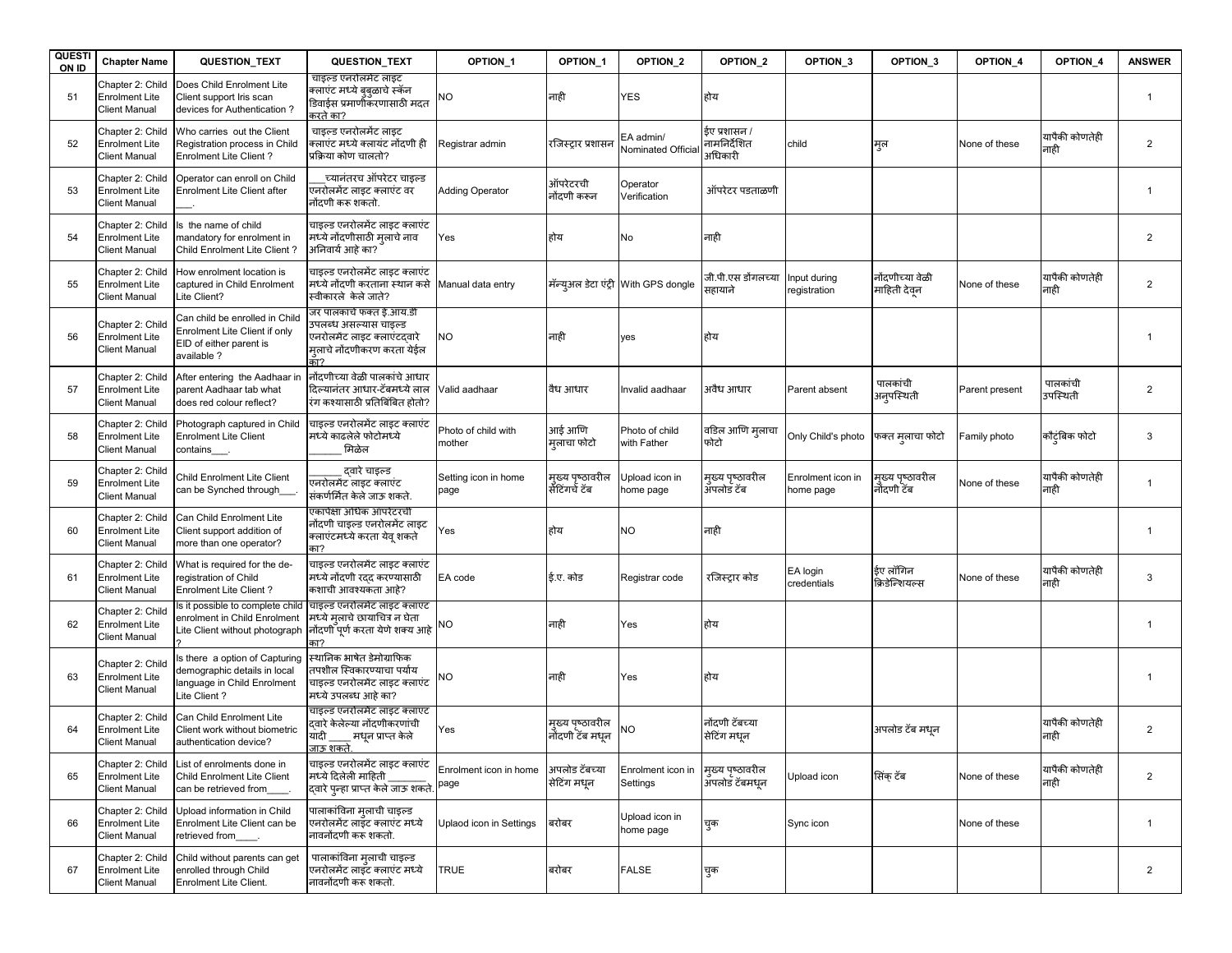| QUESTION ID | Chapter Name | QUESTION_TEXT | QUESTION_TEXT | OPTION_1 | OPTION_1 | OPTION_2 | OPTION_2 | OPTION_3 | OPTION_3 | OPTION_4 | OPTION_4 | ANSWER |
|---|---|---|---|---|---|---|---|---|---|---|---|---|
| 51 | Chapter 2: Child Enrolment Lite Client Manual | Does Child Enrolment Lite Client support Iris scan devices for Authentication ? | चाइल्ड एनरोलमेंट लाइट क्लाएंट मध्ये बुबुळाचे स्कॅन डिवाईस प्रमाणीकरणासाठी मदत करते का? | NO | नाही | YES | होय | | | | | 1 |
| 52 | Chapter 2: Child Enrolment Lite Client Manual | Who carries out the Client Registration process in Child Enrolment Lite Client ? | चाइल्ड एनरोलमेंट लाइट क्लायंट मध्ये क्लायंट नोंदणी ही प्रक्रिया कोण चालतो? | Registrar admin | रजिस्ट्रार प्रशासन | EA admin/ Nominated Official | ईए प्रशासन / नामनिर्देशित अधिकारी | child | मुल | None of these | यापैकी कोणतेही नाही | 2 |
| 53 | Chapter 2: Child Enrolment Lite Client Manual | Operator can enroll on Child Enrolment Lite Client after ___. | ___च्यानंतरच ऑपरेटर चाइल्ड एनरोलमेंट लाइट क्लाएंट वर नोंदणी करू शकतो. | Adding Operator | ऑपरेटरची नोंदणी करून | Operator Verification | ऑपरेटर पडताळणी | | | | | 1 |
| 54 | Chapter 2: Child Enrolment Lite Client Manual | Is the name of child mandatory for enrolment in Child Enrolment Lite Client ? | चाइल्ड एनरोलमेंट लाइट क्लाएंट मध्ये नोंदणीसाठी मुलाचे नाव अनिवार्य आहे का? | Yes | होय | No | नाही | | | | | 2 |
| 55 | Chapter 2: Child Enrolment Lite Client Manual | How enrolment location is captured in Child Enrolment Lite Client? | चाइल्ड एनरोलमेंट लाइट क्लाएंट मध्ये नोंदणी करताना स्थान कसे स्वीकारले केले जाते? | Manual data entry | मॅन्युअल डेटा एंट्री | With GPS dongle | जी.पी.एस डोंगलच्या सहायाने | Input during registration | नोंदणीच्या वेळी माहिती देवून | None of these | यापैकी कोणतेही नाही | 2 |
| 56 | Chapter 2: Child Enrolment Lite Client Manual | Can child be enrolled in Child Enrolment Lite Client if only EID of either parent is available ? | जर पालकाचे फक्त इ.आय.डी उपलब्ध असल्यास चाइल्ड एनरोलमेंट लाइट क्लाएंटद्वारे मुलाचे नोंदणीकरण करता येईल का? | NO | नाही | yes | होय | | | | | 1 |
| 57 | Chapter 2: Child Enrolment Lite Client Manual | After entering the Aadhaar in parent Aadhaar tab what does red colour reflect? | नोंदणीच्या वेळी पालकांचे आधार दिल्यानंतर आधार-टॅबमध्ये लाल रंग कश्यासाठी प्रतिबिंबित होतो? | Valid aadhaar | वैध आधार | Invalid aadhaar | अवैध आधार | Parent absent | पालकांची अनुपस्थिती | Parent present | पालकांची उपस्थिती | 2 |
| 58 | Chapter 2: Child Enrolment Lite Client Manual | Photograph captured in Child Enrolment Lite Client contains___. | चाइल्ड एनरोलमेंट लाइट क्लाएंट मध्ये काढलेले फोटोमध्ये ______ मिळेल | Photo of child with mother | आई आणि मुलाचा फोटो | Photo of child with Father | वडिल आणि मुलाचा फोटो | Only Child's photo | फक्त मुलाचा फोटो | Family photo | कौटुंबिक फोटो | 3 |
| 59 | Chapter 2: Child Enrolment Lite Client Manual | Child Enrolment Lite Client can be Synched through___. | ______ द्वारे चाइल्ड एनरोलमेंट लाइट क्लाएंट संकर्णमित केले जाऊ शकते. | Setting icon in home page | मुख्य पृष्ठावरील सेटिंगचे टॅब | Upload icon in home page | मुख्य पृष्ठावरील अपलोड टॅब | Enrolment icon in home page | मुख्य पृष्ठावरील नोंदणी टॅब | None of these | यापैकी कोणतेही नाही | 1 |
| 60 | Chapter 2: Child Enrolment Lite Client Manual | Can Child Enrolment Lite Client support addition of more than one operator? | एकापेक्षा अधिक ऑपरेटरची नोंदणी चाइल्ड एनरोलमेंट लाइट क्लाएंटमध्ये करता येवू शकते का? | Yes | होय | NO | नाही | | | | | 1 |
| 61 | Chapter 2: Child Enrolment Lite Client Manual | What is required for the de-registration of Child Enrolment Lite Client ? | चाइल्ड एनरोलमेंट लाइट क्लाएंट मध्ये नोंदणी रद्द करण्यासाठी कशाची आवश्यकता आहे? | EA code | ई.ए. कोड | Registrar code | रजिस्ट्रार कोड | EA login credentials | ईए लॉगिन क्रिडेन्शियल्स | None of these | यापैकी कोणतेही नाही | 3 |
| 62 | Chapter 2: Child Enrolment Lite Client Manual | Is it possible to complete child enrolment in Child Enrolment Lite Client without photograph | चाइल्ड एनरोलमेंट लाइट क्लाएंट मध्ये मुलाचे छायाचित्र न घेता नोंदणी पूर्ण करता येणे शक्य आहे का? | NO | नाही | Yes | होय | | | | | 1 |
| 63 | Chapter 2: Child Enrolment Lite Client Manual | Is there a option of Capturing demographic details in local language in Child Enrolment Lite Client ? | स्थानिक भाषेत डेमोग्राफिक तपशील स्विकारण्याचा पर्याय चाइल्ड एनरोलमेंट लाइट क्लाएंट मध्ये उपलब्ध आहे का? | NO | नाही | Yes | होय | | | | | 1 |
| 64 | Chapter 2: Child Enrolment Lite Client Manual | Can Child Enrolment Lite Client work without biometric authentication device? | चाइल्ड एनरोलमेंट लाइट क्लाएंट द्वारे केलेल्या नोंदणीकरणांची यादी ____ मधून प्राप्त केले जाऊ शकते. | Yes | मुख्य पृष्ठावरील नोंदणी टॅब मधून | NO | नोंदणी टॅबच्या सेटिंग मधून | | अपलोड टॅब मधून | | यापैकी कोणतेही नाही | 2 |
| 65 | Chapter 2: Child Enrolment Lite Client Manual | List of enrolments done in Child Enrolment Lite Client can be retrieved from____. | चाइल्ड एनरोलमेंट लाइट क्लाएंट मध्ये दिलेली माहिती _______ द्वारे पुन्हा प्राप्त केले जाऊ शकते. | Enrolment icon in home page | अपलोड टॅबच्या सेटिंग मधून | Enrolment icon in Settings | मुख्य पृष्ठावरील अपलोड टॅबमधून | Upload icon | सिंक् टॅब | None of these | यापैकी कोणतेही नाही | 2 |
| 66 | Chapter 2: Child Enrolment Lite Client Manual | Upload information in Child Enrolment Lite Client can be retrieved from____. | पालकांविना मुलाची चाइल्ड एनरोलमेंट लाइट क्लाएंट मध्ये नावनोंदणी करू शकतो. | Uplaod icon in Settings | बरोबर | Upload icon in home page | चुक | Sync icon | | None of these | | 1 |
| 67 | Chapter 2: Child Enrolment Lite Client Manual | Child without parents can get enrolled through Child Enrolment Lite Client. | पालकांविना मुलाची चाइल्ड एनरोलमेंट लाइट क्लाएंट मध्ये नावनोंदणी करू शकतो. | TRUE | बरोबर | FALSE | चुक | | | | | 2 |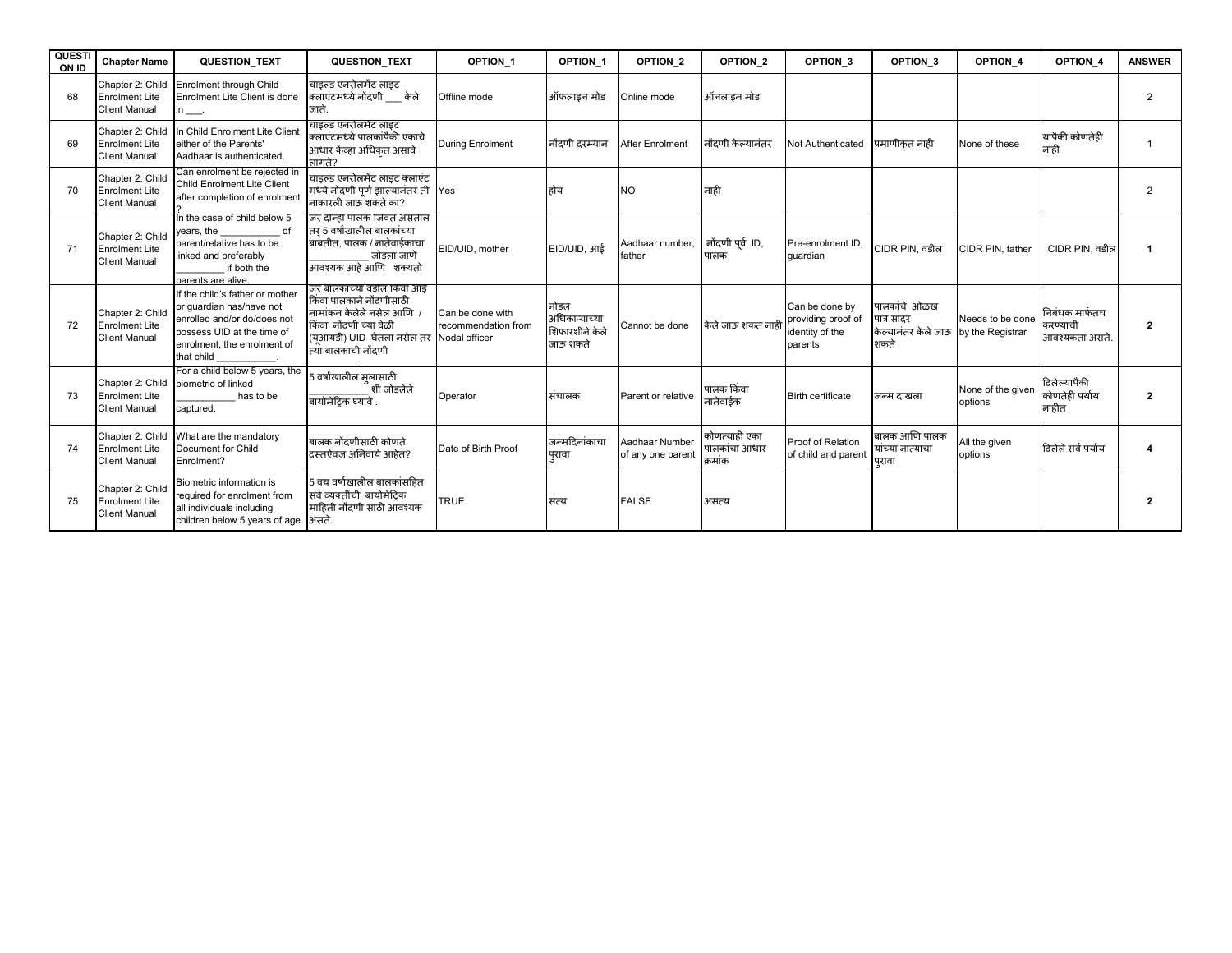| QUESTION ID | Chapter Name | QUESTION_TEXT | QUESTION_TEXT | OPTION_1 | OPTION_1 | OPTION_2 | OPTION_2 | OPTION_3 | OPTION_3 | OPTION_4 | OPTION_4 | ANSWER |
|---|---|---|---|---|---|---|---|---|---|---|---|---|
| 68 | Chapter 2: Child Enrolment Lite Client Manual | Enrolment through Child Enrolment Lite Client is done in ___. | चाइल्ड एनरोलमेंट लाइट क्लाएंटमध्ये नोंदणी ___ केले जाते. | Offline mode | ऑफलाइन मोड | Online mode | ऑनलाइन मोड | | | | | 2 |
| 69 | Chapter 2: Child Enrolment Lite Client Manual | In Child Enrolment Lite Client either of the Parents' Aadhaar is authenticated. | चाइल्ड एनरोलमेंट लाइट क्लाएंटमध्ये पालकांपैकी एकाचे आधार कैव्हा अधिकृत असावे लागते? | During Enrolment | नोंदणी दरम्यान | After Enrolment | नोंदणी केल्यानंतर | Not Authenticated | प्रमाणीकृत नाही | None of these | यापैकी कोणतेही नाही | 1 |
| 70 | Chapter 2: Child Enrolment Lite Client Manual | Can enrolment be rejected in Child Enrolment Lite Client after completion of enrolment ? | चाइल्ड एनरोलमेंट लाइट क्लाएंट मध्ये नोंदणी पूर्ण झाल्यानंतर ती नाकारली जाऊ शकते का? | Yes | होय | NO | नाही | | | | | 2 |
| 71 | Chapter 2: Child Enrolment Lite Client Manual | In the case of child below 5 years, the __________ of parent/relative has to be linked and preferably ________ if both the parents are alive. | जर दोन्ही पालक जिवंत असतील तर 5 वर्षाखालील बालकांच्या बाबतीत, पालक / नातेवाईकाचा __________ जोडला जाणे आवश्यक आहे आणि शक्यतो | EID/UID, mother | EID/UID, आई | Aadhaar number, father | नोंदणी पूर्व ID, पालक | Pre-enrolment ID, guardian | CIDR PIN, वडील | CIDR PIN, father | CIDR PIN, वडील | **1** |
| 72 | Chapter 2: Child Enrolment Lite Client Manual | If the child's father or mother or guardian has/have not enrolled and/or do/does not possess UID at the time of enrolment, the enrolment of that child __________. | जर बालकाच्या वडील किंवा आई किंवा पालकाने नोंदणीसाठी नामांकन केलेले नसेल आणि / किंवा नोंदणी च्या वेळी (यूआयडी) UID घेतला नसेल तर त्या बालकाची नोंदणी | Can be done with recommendation from Nodal officer | नोडल अधिकाऱ्याच्या शिफारशीने केले जाऊ शकते | Cannot be done | केले जाऊ शकत नाही | Can be done by providing proof of identity of the parents | पालकांचे ओळख पत्र सादर केल्यानंतर केले जाऊ शकते | Needs to be done by the Registrar | निबंधक मार्फतच करण्याची आवश्यकता असते. | **2** |
| 73 | Chapter 2: Child Enrolment Lite Client Manual | For a child below 5 years, the biometric of linked __________ has to be captured. | 5 वर्षाखालील मुलासाठी, __________ शी जोडलेले बायोमेट्रिक घ्यावे . | Operator | संचालक | Parent or relative | पालक किंवा नातेवाईक | Birth certificate | जन्म दाखला | None of the given options | दिलेल्यापैकी कोणतेही पर्याय नाहीत | **2** |
| 74 | Chapter 2: Child Enrolment Lite Client Manual | What are the mandatory Document for Child Enrolment? | बालक नोंदणीसाठी कोणते दस्तऐवज अनिवार्य आहेत? | Date of Birth Proof | जन्मदिनांकाचा पुरावा | Aadhaar Number of any one parent | कोणत्याही एका पालकांचा आधार क्रमांक | Proof of Relation of child and parent | बालक आणि पालक यांच्या नात्याचा पुरावा | All the given options | दिलेले सर्व पर्याय | **4** |
| 75 | Chapter 2: Child Enrolment Lite Client Manual | Biometric information is required for enrolment from all individuals including children below 5 years of age. | 5 वय वर्षाखालील बालकांसहित सर्व व्यक्तींची बायोमेट्रिक माहिती नोंदणी साठी आवश्यक असते. | TRUE | सत्य | FALSE | असत्य | | | | | **2** |